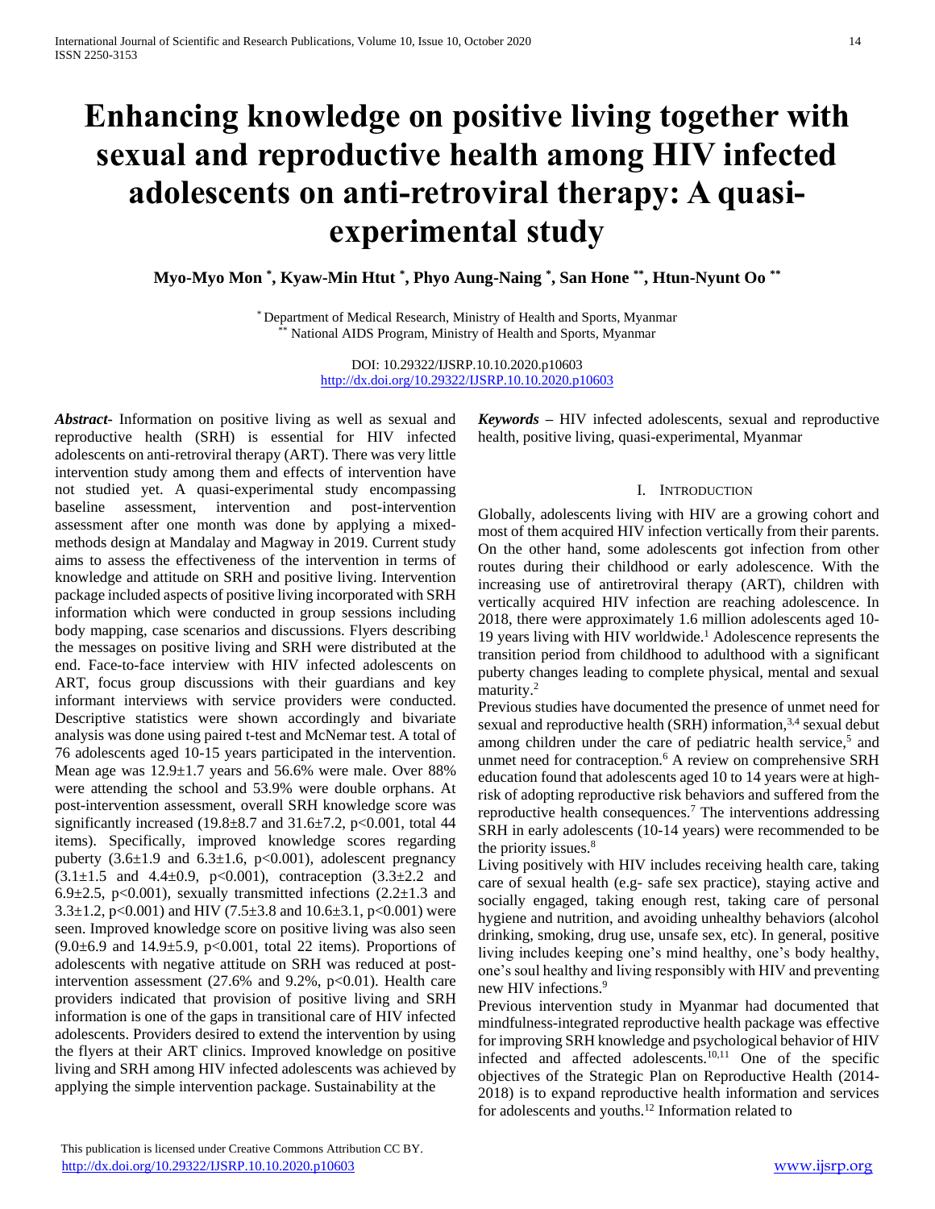# Enhancing knowledge on positive living together with sexual and reproductive health among HIV infected adolescents on anti-retroviral therapy: A quasi-experimental study

**Myo-Myo Mon [*], Kyaw-Min Htut [*], Phyo Aung-Naing [*], San Hone [**], Htun-Nyunt Oo [**]**

[*] Department of Medical Research, Ministry of Health and Sports, Myanmar
[**] National AIDS Program, Ministry of Health and Sports, Myanmar

DOI: 10.29322/IJSRP.10.10.2020.p10603
http://dx.doi.org/10.29322/IJSRP.10.10.2020.p10603

***Abstract***- Information on positive living as well as sexual and reproductive health (SRH) is essential for HIV infected adolescents on anti-retroviral therapy (ART). There was very little intervention study among them and effects of intervention have not studied yet. A quasi-experimental study encompassing baseline assessment, intervention and post-intervention assessment after one month was done by applying a mixed-methods design at Mandalay and Magway in 2019. Current study aims to assess the effectiveness of the intervention in terms of knowledge and attitude on SRH and positive living. Intervention package included aspects of positive living incorporated with SRH information which were conducted in group sessions including body mapping, case scenarios and discussions. Flyers describing the messages on positive living and SRH were distributed at the end. Face-to-face interview with HIV infected adolescents on ART, focus group discussions with their guardians and key informant interviews with service providers were conducted. Descriptive statistics were shown accordingly and bivariate analysis was done using paired t-test and McNemar test. A total of 76 adolescents aged 10-15 years participated in the intervention. Mean age was 12.9±1.7 years and 56.6% were male. Over 88% were attending the school and 53.9% were double orphans. At post-intervention assessment, overall SRH knowledge score was significantly increased (19.8±8.7 and 31.6±7.2, $p<0.001$, total 44 items). Specifically, improved knowledge scores regarding puberty (3.6±1.9 and 6.3±1.6, $p<0.001$), adolescent pregnancy (3.1±1.5 and 4.4±0.9, $p<0.001$), contraception (3.3±2.2 and 6.9±2.5, $p<0.001$), sexually transmitted infections (2.2±1.3 and 3.3±1.2, $p<0.001$) and HIV (7.5±3.8 and 10.6±3.1, $p<0.001$) were seen. Improved knowledge score on positive living was also seen (9.0±6.9 and 14.9±5.9, $p<0.001$, total 22 items). Proportions of adolescents with negative attitude on SRH was reduced at post-intervention assessment (27.6% and 9.2%, $p<0.01$). Health care providers indicated that provision of positive living and SRH information is one of the gaps in transitional care of HIV infected adolescents. Providers desired to extend the intervention by using the flyers at their ART clinics. Improved knowledge on positive living and SRH among HIV infected adolescents was achieved by applying the simple intervention package. Sustainability at the

***Keywords*** – HIV infected adolescents, sexual and reproductive health, positive living, quasi-experimental, Myanmar

## I. Introduction

Globally, adolescents living with HIV are a growing cohort and most of them acquired HIV infection vertically from their parents. On the other hand, some adolescents got infection from other routes during their childhood or early adolescence. With the increasing use of antiretroviral therapy (ART), children with vertically acquired HIV infection are reaching adolescence. In 2018, there were approximately 1.6 million adolescents aged 10-19 years living with HIV worldwide.[1] Adolescence represents the transition period from childhood to adulthood with a significant puberty changes leading to complete physical, mental and sexual maturity.[2]

Previous studies have documented the presence of unmet need for sexual and reproductive health (SRH) information,[3,4] sexual debut among children under the care of pediatric health service,[5] and unmet need for contraception.[6] A review on comprehensive SRH education found that adolescents aged 10 to 14 years were at high-risk of adopting reproductive risk behaviors and suffered from the reproductive health consequences.[7] The interventions addressing SRH in early adolescents (10-14 years) were recommended to be the priority issues.[8]

Living positively with HIV includes receiving health care, taking care of sexual health (e.g- safe sex practice), staying active and socially engaged, taking enough rest, taking care of personal hygiene and nutrition, and avoiding unhealthy behaviors (alcohol drinking, smoking, drug use, unsafe sex, etc). In general, positive living includes keeping one's mind healthy, one's body healthy, one's soul healthy and living responsibly with HIV and preventing new HIV infections.[9]

Previous intervention study in Myanmar had documented that mindfulness-integrated reproductive health package was effective for improving SRH knowledge and psychological behavior of HIV infected and affected adolescents.[10,11] One of the specific objectives of the Strategic Plan on Reproductive Health (2014-2018) is to expand reproductive health information and services for adolescents and youths.[12] Information related to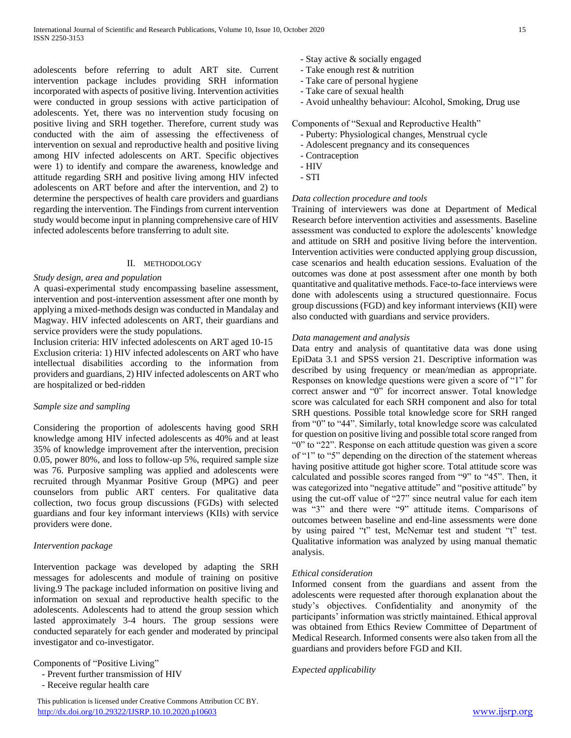adolescents before referring to adult ART site. Current intervention package includes providing SRH information incorporated with aspects of positive living. Intervention activities were conducted in group sessions with active participation of adolescents. Yet, there was no intervention study focusing on positive living and SRH together. Therefore, current study was conducted with the aim of assessing the effectiveness of intervention on sexual and reproductive health and positive living among HIV infected adolescents on ART. Specific objectives were 1) to identify and compare the awareness, knowledge and attitude regarding SRH and positive living among HIV infected adolescents on ART before and after the intervention, and 2) to determine the perspectives of health care providers and guardians regarding the intervention. The Findings from current intervention study would become input in planning comprehensive care of HIV infected adolescents before transferring to adult site.

## II. METHODOLOGY

*Study design, area and population*

A quasi-experimental study encompassing baseline assessment, intervention and post-intervention assessment after one month by applying a mixed-methods design was conducted in Mandalay and Magway. HIV infected adolescents on ART, their guardians and service providers were the study populations.

Inclusion criteria: HIV infected adolescents on ART aged 10-15

Exclusion criteria: 1) HIV infected adolescents on ART who have intellectual disabilities according to the information from providers and guardians, 2) HIV infected adolescents on ART who are hospitalized or bed-ridden

*Sample size and sampling*

Considering the proportion of adolescents having good SRH knowledge among HIV infected adolescents as 40% and at least 35% of knowledge improvement after the intervention, precision 0.05, power 80%, and loss to follow-up 5%, required sample size was 76. Purposive sampling was applied and adolescents were recruited through Myanmar Positive Group (MPG) and peer counselors from public ART centers. For qualitative data collection, two focus group discussions (FGDs) with selected guardians and four key informant interviews (KIIs) with service providers were done.

*Intervention package*

Intervention package was developed by adapting the SRH messages for adolescents and module of training on positive living.9 The package included information on positive living and information on sexual and reproductive health specific to the adolescents. Adolescents had to attend the group session which lasted approximately 3-4 hours. The group sessions were conducted separately for each gender and moderated by principal investigator and co-investigator.

Components of "Positive Living"

- Prevent further transmission of HIV
- Receive regular health care
- Stay active & socially engaged
- Take enough rest & nutrition
- Take care of personal hygiene
- Take care of sexual health
- Avoid unhealthy behaviour: Alcohol, Smoking, Drug use

Components of "Sexual and Reproductive Health"

- Puberty: Physiological changes, Menstrual cycle
- Adolescent pregnancy and its consequences
- Contraception
- HIV
- STI

*Data collection procedure and tools*

Training of interviewers was done at Department of Medical Research before intervention activities and assessments. Baseline assessment was conducted to explore the adolescents' knowledge and attitude on SRH and positive living before the intervention. Intervention activities were conducted applying group discussion, case scenarios and health education sessions. Evaluation of the outcomes was done at post assessment after one month by both quantitative and qualitative methods. Face-to-face interviews were done with adolescents using a structured questionnaire. Focus group discussions (FGD) and key informant interviews (KII) were also conducted with guardians and service providers.

*Data management and analysis*

Data entry and analysis of quantitative data was done using EpiData 3.1 and SPSS version 21. Descriptive information was described by using frequency or mean/median as appropriate. Responses on knowledge questions were given a score of "1" for correct answer and "0" for incorrect answer. Total knowledge score was calculated for each SRH component and also for total SRH questions. Possible total knowledge score for SRH ranged from "0" to "44". Similarly, total knowledge score was calculated for question on positive living and possible total score ranged from "0" to "22". Response on each attitude question was given a score of "1" to "5" depending on the direction of the statement whereas having positive attitude got higher score. Total attitude score was calculated and possible scores ranged from "9" to "45". Then, it was categorized into "negative attitude" and "positive attitude" by using the cut-off value of "27" since neutral value for each item was "3" and there were "9" attitude items. Comparisons of outcomes between baseline and end-line assessments were done by using paired "t" test, McNemar test and student "t" test. Qualitative information was analyzed by using manual thematic analysis.

*Ethical consideration*

Informed consent from the guardians and assent from the adolescents were requested after thorough explanation about the study's objectives. Confidentiality and anonymity of the participants' information was strictly maintained. Ethical approval was obtained from Ethics Review Committee of Department of Medical Research. Informed consents were also taken from all the guardians and providers before FGD and KII.

*Expected applicability*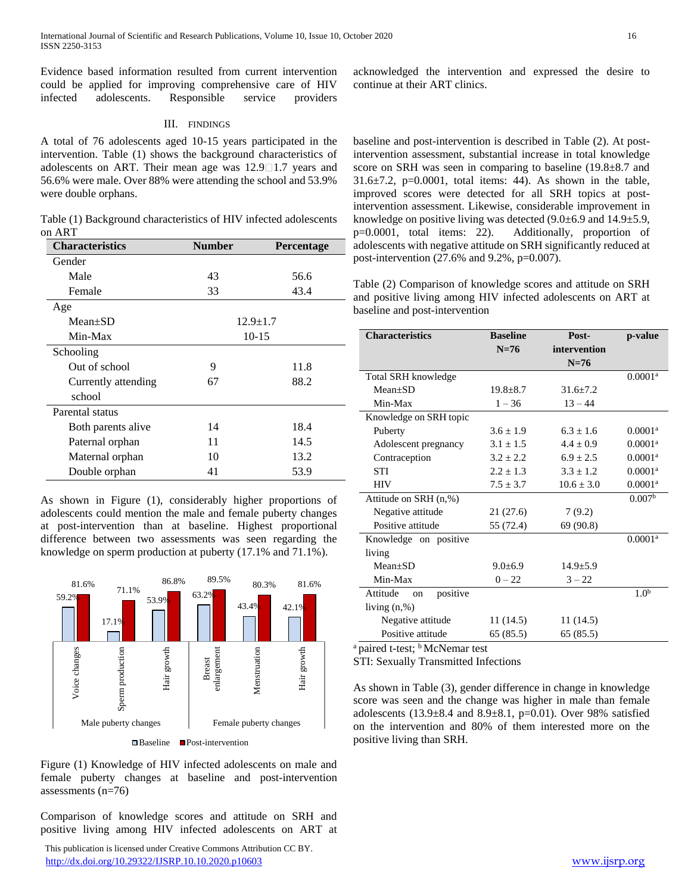Evidence based information resulted from current intervention could be applied for improving comprehensive care of HIV infected adolescents. Responsible service providers acknowledged the intervention and expressed the desire to continue at their ART clinics.

## III. Findings

A total of 76 adolescents aged 10-15 years participated in the intervention. Table (1) shows the background characteristics of adolescents on ART. Their mean age was 12.9±1.7 years and 56.6% were male. Over 88% were attending the school and 53.9% were double orphans.

Table (1) Background characteristics of HIV infected adolescents on ART

| Characteristics | Number | Percentage |
|---|---|---|
| Gender | | |
| Male | 43 | 56.6 |
| Female | 33 | 43.4 |
| Age | | |
| Mean±SD | 12.9±1.7 | |
| Min-Max | 10-15 | |
| Schooling | | |
| Out of school | 9 | 11.8 |
| Currently attending school | 67 | 88.2 |
| Parental status | | |
| Both parents alive | 14 | 18.4 |
| Paternal orphan | 11 | 14.5 |
| Maternal orphan | 10 | 13.2 |
| Double orphan | 41 | 53.9 |

As shown in Figure (1), considerably higher proportions of adolescents could mention the male and female puberty changes at post-intervention than at baseline. Highest proportional difference between two assessments was seen regarding the knowledge on sperm production at puberty (17.1% and 71.1%).

| | Baseline | Post-intervention |
|---|---|---|
| Male puberty changes: Voice changes | 59.2% | 81.6% |
| Male puberty changes: Sperm production | 17.1% | 71.1% |
| Male puberty changes: Hair growth | 53.9% | 86.8% |
| Female puberty changes: Breast enlargement | 63.2% | 89.5% |
| Female puberty changes: Menstruation | 43.4% | 80.3% |
| Female puberty changes: Hair growth | 42.1% | 81.6% |

Figure (1) Knowledge of HIV infected adolescents on male and female puberty changes at baseline and post-intervention assessments (n=76)

Comparison of knowledge scores and attitude on SRH and positive living among HIV infected adolescents on ART at baseline and post-intervention is described in Table (2). At post-intervention assessment, substantial increase in total knowledge score on SRH was seen in comparing to baseline (19.8±8.7 and 31.6±7.2, p=0.0001, total items: 44). As shown in the table, improved scores were detected for all SRH topics at post-intervention assessment. Likewise, considerable improvement in knowledge on positive living was detected (9.0±6.9 and 14.9±5.9, p=0.0001, total items: 22). Additionally, proportion of adolescents with negative attitude on SRH significantly reduced at post-intervention (27.6% and 9.2%, p=0.007).

Table (2) Comparison of knowledge scores and attitude on SRH and positive living among HIV infected adolescents on ART at baseline and post-intervention

| Characteristics | Baseline N=76 | Post-intervention N=76 | p-value |
|---|---|---|---|
| Total SRH knowledge | | | 0.0001[a] |
| Mean±SD | 19.8±8.7 | 31.6±7.2 | |
| Min-Max | 1 – 36 | 13 – 44 | |
| Knowledge on SRH topic | | | |
| Puberty | 3.6 ± 1.9 | 6.3 ± 1.6 | 0.0001[a] |
| Adolescent pregnancy | 3.1 ± 1.5 | 4.4 ± 0.9 | 0.0001[a] |
| Contraception | 3.2 ± 2.2 | 6.9 ± 2.5 | 0.0001[a] |
| STI | 2.2 ± 1.3 | 3.3 ± 1.2 | 0.0001[a] |
| HIV | 7.5 ± 3.7 | 10.6 ± 3.0 | 0.0001[a] |
| Attitude on SRH (n,%) | | | 0.007[b] |
| Negative attitude | 21 (27.6) | 7 (9.2) | |
| Positive attitude | 55 (72.4) | 69 (90.8) | |
| Knowledge on positive living | | | 0.0001[a] |
| Mean±SD | 9.0±6.9 | 14.9±5.9 | |
| Min-Max | 0 – 22 | 3 – 22 | |
| Attitude on positive living (n,%) | | | 1.0[b] |
| Negative attitude | 11 (14.5) | 11 (14.5) | |
| Positive attitude | 65 (85.5) | 65 (85.5) | |

[a] paired t-test; [b] McNemar test

STI: Sexually Transmitted Infections

As shown in Table (3), gender difference in change in knowledge score was seen and the change was higher in male than female adolescents (13.9±8.4 and 8.9±8.1, p=0.01). Over 98% satisfied on the intervention and 80% of them interested more on the positive living than SRH.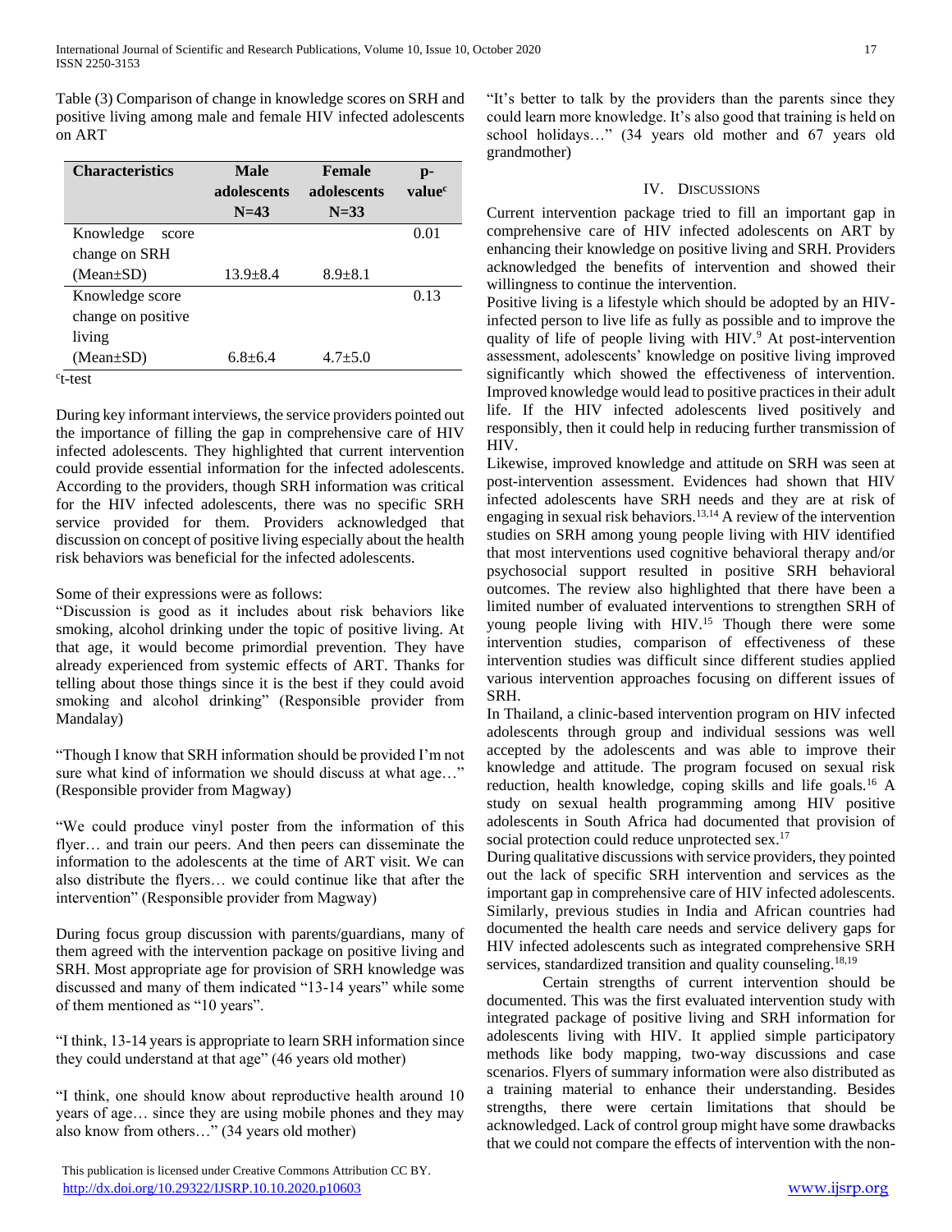Table (3) Comparison of change in knowledge scores on SRH and positive living among male and female HIV infected adolescents on ART

| Characteristics | Male adolescents N=43 | Female adolescents N=33 | p-value[c] |
|---|---|---|---|
| Knowledge score change on SRH (Mean±SD) | 13.9±8.4 | 8.9±8.1 | 0.01 |
| Knowledge score change on positive living (Mean±SD) | 6.8±6.4 | 4.7±5.0 | 0.13 |

[c]t-test

During key informant interviews, the service providers pointed out the importance of filling the gap in comprehensive care of HIV infected adolescents. They highlighted that current intervention could provide essential information for the infected adolescents. According to the providers, though SRH information was critical for the HIV infected adolescents, there was no specific SRH service provided for them. Providers acknowledged that discussion on concept of positive living especially about the health risk behaviors was beneficial for the infected adolescents.

Some of their expressions were as follows:

"Discussion is good as it includes about risk behaviors like smoking, alcohol drinking under the topic of positive living. At that age, it would become primordial prevention. They have already experienced from systemic effects of ART. Thanks for telling about those things since it is the best if they could avoid smoking and alcohol drinking" (Responsible provider from Mandalay)

"Though I know that SRH information should be provided I'm not sure what kind of information we should discuss at what age…" (Responsible provider from Magway)

"We could produce vinyl poster from the information of this flyer… and train our peers. And then peers can disseminate the information to the adolescents at the time of ART visit. We can also distribute the flyers… we could continue like that after the intervention" (Responsible provider from Magway)

During focus group discussion with parents/guardians, many of them agreed with the intervention package on positive living and SRH. Most appropriate age for provision of SRH knowledge was discussed and many of them indicated "13-14 years" while some of them mentioned as "10 years".

"I think, 13-14 years is appropriate to learn SRH information since they could understand at that age" (46 years old mother)

"I think, one should know about reproductive health around 10 years of age… since they are using mobile phones and they may also know from others…" (34 years old mother)

"It's better to talk by the providers than the parents since they could learn more knowledge. It's also good that training is held on school holidays…" (34 years old mother and 67 years old grandmother)

## IV. Discussions

Current intervention package tried to fill an important gap in comprehensive care of HIV infected adolescents on ART by enhancing their knowledge on positive living and SRH. Providers acknowledged the benefits of intervention and showed their willingness to continue the intervention.

Positive living is a lifestyle which should be adopted by an HIV-infected person to live life as fully as possible and to improve the quality of life of people living with HIV.[9] At post-intervention assessment, adolescents' knowledge on positive living improved significantly which showed the effectiveness of intervention. Improved knowledge would lead to positive practices in their adult life. If the HIV infected adolescents lived positively and responsibly, then it could help in reducing further transmission of HIV.

Likewise, improved knowledge and attitude on SRH was seen at post-intervention assessment. Evidences had shown that HIV infected adolescents have SRH needs and they are at risk of engaging in sexual risk behaviors.[13,14] A review of the intervention studies on SRH among young people living with HIV identified that most interventions used cognitive behavioral therapy and/or psychosocial support resulted in positive SRH behavioral outcomes. The review also highlighted that there have been a limited number of evaluated interventions to strengthen SRH of young people living with HIV.[15] Though there were some intervention studies, comparison of effectiveness of these intervention studies was difficult since different studies applied various intervention approaches focusing on different issues of SRH.

In Thailand, a clinic-based intervention program on HIV infected adolescents through group and individual sessions was well accepted by the adolescents and was able to improve their knowledge and attitude. The program focused on sexual risk reduction, health knowledge, coping skills and life goals.[16] A study on sexual health programming among HIV positive adolescents in South Africa had documented that provision of social protection could reduce unprotected sex.[17]

During qualitative discussions with service providers, they pointed out the lack of specific SRH intervention and services as the important gap in comprehensive care of HIV infected adolescents. Similarly, previous studies in India and African countries had documented the health care needs and service delivery gaps for HIV infected adolescents such as integrated comprehensive SRH services, standardized transition and quality counseling.[18,19]

Certain strengths of current intervention should be documented. This was the first evaluated intervention study with integrated package of positive living and SRH information for adolescents living with HIV. It applied simple participatory methods like body mapping, two-way discussions and case scenarios. Flyers of summary information were also distributed as a training material to enhance their understanding. Besides strengths, there were certain limitations that should be acknowledged. Lack of control group might have some drawbacks that we could not compare the effects of intervention with the non-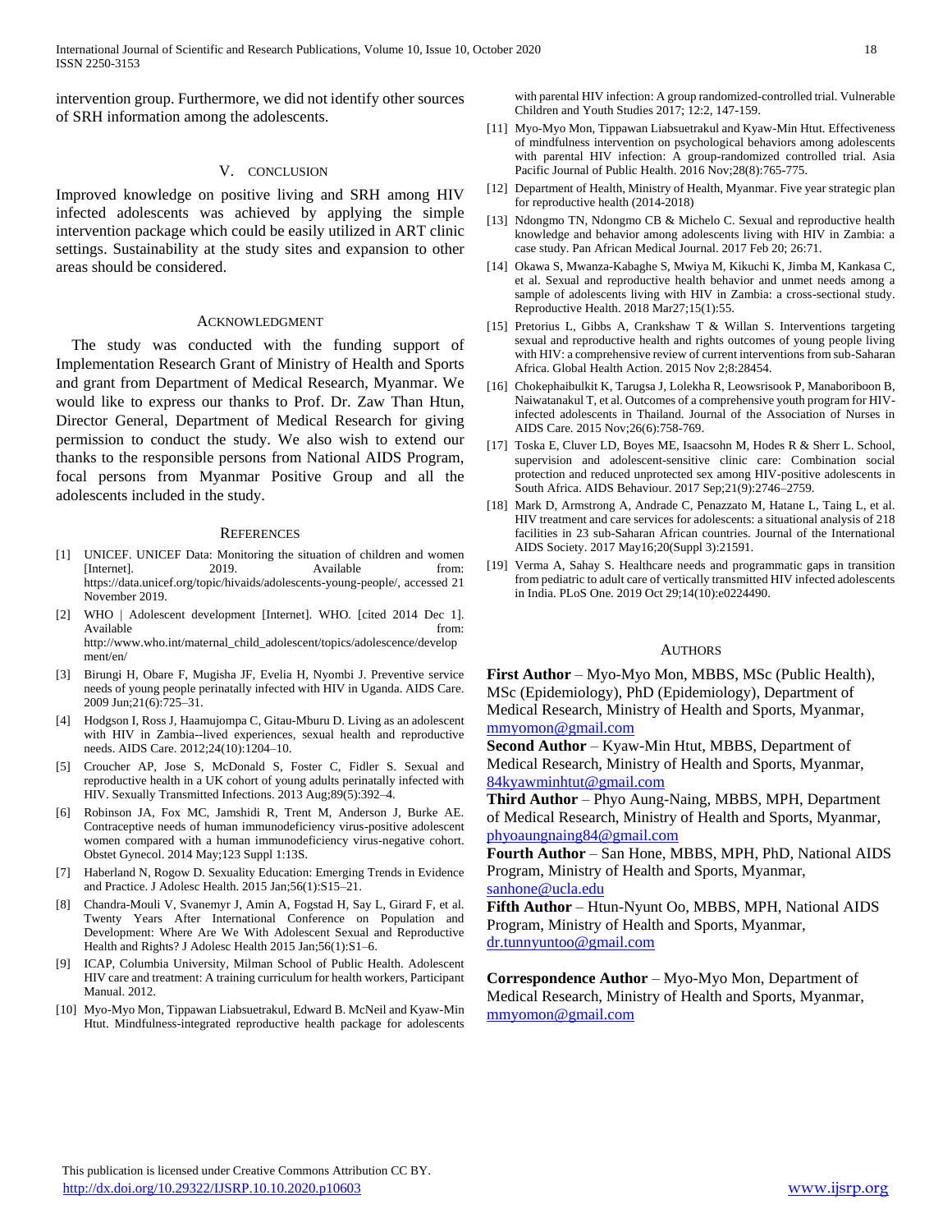intervention group. Furthermore, we did not identify other sources of SRH information among the adolescents.

## V. Conclusion

Improved knowledge on positive living and SRH among HIV infected adolescents was achieved by applying the simple intervention package which could be easily utilized in ART clinic settings. Sustainability at the study sites and expansion to other areas should be considered.

## Acknowledgment

The study was conducted with the funding support of Implementation Research Grant of Ministry of Health and Sports and grant from Department of Medical Research, Myanmar. We would like to express our thanks to Prof. Dr. Zaw Than Htun, Director General, Department of Medical Research for giving permission to conduct the study. We also wish to extend our thanks to the responsible persons from National AIDS Program, focal persons from Myanmar Positive Group and all the adolescents included in the study.

## References

[1] UNICEF. UNICEF Data: Monitoring the situation of children and women [Internet]. 2019. Available from: https://data.unicef.org/topic/hivaids/adolescents-young-people/, accessed 21 November 2019.

[2] WHO | Adolescent development [Internet]. WHO. [cited 2014 Dec 1]. Available from: http://www.who.int/maternal_child_adolescent/topics/adolescence/development/en/

[3] Birungi H, Obare F, Mugisha JF, Evelia H, Nyombi J. Preventive service needs of young people perinatally infected with HIV in Uganda. AIDS Care. 2009 Jun;21(6):725–31.

[4] Hodgson I, Ross J, Haamujompa C, Gitau-Mburu D. Living as an adolescent with HIV in Zambia--lived experiences, sexual health and reproductive needs. AIDS Care. 2012;24(10):1204–10.

[5] Croucher AP, Jose S, McDonald S, Foster C, Fidler S. Sexual and reproductive health in a UK cohort of young adults perinatally infected with HIV. Sexually Transmitted Infections. 2013 Aug;89(5):392–4.

[6] Robinson JA, Fox MC, Jamshidi R, Trent M, Anderson J, Burke AE. Contraceptive needs of human immunodeficiency virus-positive adolescent women compared with a human immunodeficiency virus-negative cohort. Obstet Gynecol. 2014 May;123 Suppl 1:13S.

[7] Haberland N, Rogow D. Sexuality Education: Emerging Trends in Evidence and Practice. J Adolesc Health. 2015 Jan;56(1):S15–21.

[8] Chandra-Mouli V, Svanemyr J, Amin A, Fogstad H, Say L, Girard F, et al. Twenty Years After International Conference on Population and Development: Where Are We With Adolescent Sexual and Reproductive Health and Rights? J Adolesc Health 2015 Jan;56(1):S1–6.

[9] ICAP, Columbia University, Milman School of Public Health. Adolescent HIV care and treatment: A training curriculum for health workers, Participant Manual. 2012.

[10] Myo-Myo Mon, Tippawan Liabsuetrakul, Edward B. McNeil and Kyaw-Min Htut. Mindfulness-integrated reproductive health package for adolescents with parental HIV infection: A group randomized-controlled trial. Vulnerable Children and Youth Studies 2017; 12:2, 147-159.

[11] Myo-Myo Mon, Tippawan Liabsuetrakul and Kyaw-Min Htut. Effectiveness of mindfulness intervention on psychological behaviors among adolescents with parental HIV infection: A group-randomized controlled trial. Asia Pacific Journal of Public Health. 2016 Nov;28(8):765-775.

[12] Department of Health, Ministry of Health, Myanmar. Five year strategic plan for reproductive health (2014-2018)

[13] Ndongmo TN, Ndongmo CB & Michelo C. Sexual and reproductive health knowledge and behavior among adolescents living with HIV in Zambia: a case study. Pan African Medical Journal. 2017 Feb 20; 26:71.

[14] Okawa S, Mwanza-Kabaghe S, Mwiya M, Kikuchi K, Jimba M, Kankasa C, et al. Sexual and reproductive health behavior and unmet needs among a sample of adolescents living with HIV in Zambia: a cross-sectional study. Reproductive Health. 2018 Mar27;15(1):55.

[15] Pretorius L, Gibbs A, Crankshaw T & Willan S. Interventions targeting sexual and reproductive health and rights outcomes of young people living with HIV: a comprehensive review of current interventions from sub-Saharan Africa. Global Health Action. 2015 Nov 2;8:28454.

[16] Chokephaibulkit K, Tarugsa J, Lolekha R, Leowsrisook P, Manaboriboon B, Naiwatanakul T, et al. Outcomes of a comprehensive youth program for HIV-infected adolescents in Thailand. Journal of the Association of Nurses in AIDS Care. 2015 Nov;26(6):758-769.

[17] Toska E, Cluver LD, Boyes ME, Isaacsohn M, Hodes R & Sherr L. School, supervision and adolescent-sensitive clinic care: Combination social protection and reduced unprotected sex among HIV-positive adolescents in South Africa. AIDS Behaviour. 2017 Sep;21(9):2746–2759.

[18] Mark D, Armstrong A, Andrade C, Penazzato M, Hatane L, Taing L, et al. HIV treatment and care services for adolescents: a situational analysis of 218 facilities in 23 sub-Saharan African countries. Journal of the International AIDS Society. 2017 May16;20(Suppl 3):21591.

[19] Verma A, Sahay S. Healthcare needs and programmatic gaps in transition from pediatric to adult care of vertically transmitted HIV infected adolescents in India. PLoS One. 2019 Oct 29;14(10):e0224490.

## Authors

**First Author** – Myo-Myo Mon, MBBS, MSc (Public Health), MSc (Epidemiology), PhD (Epidemiology), Department of Medical Research, Ministry of Health and Sports, Myanmar, mmyomon@gmail.com

**Second Author** – Kyaw-Min Htut, MBBS, Department of Medical Research, Ministry of Health and Sports, Myanmar, 84kyawminhtut@gmail.com

**Third Author** – Phyo Aung-Naing, MBBS, MPH, Department of Medical Research, Ministry of Health and Sports, Myanmar, phyoaungnaing84@gmail.com

**Fourth Author** – San Hone, MBBS, MPH, PhD, National AIDS Program, Ministry of Health and Sports, Myanmar, sanhone@ucla.edu

**Fifth Author** – Htun-Nyunt Oo, MBBS, MPH, National AIDS Program, Ministry of Health and Sports, Myanmar, dr.tunnyuntoo@gmail.com

**Correspondence Author** – Myo-Myo Mon, Department of Medical Research, Ministry of Health and Sports, Myanmar, mmyomon@gmail.com

This publication is licensed under Creative Commons Attribution CC BY.
http://dx.doi.org/10.29322/IJSRP.10.10.2020.p10603